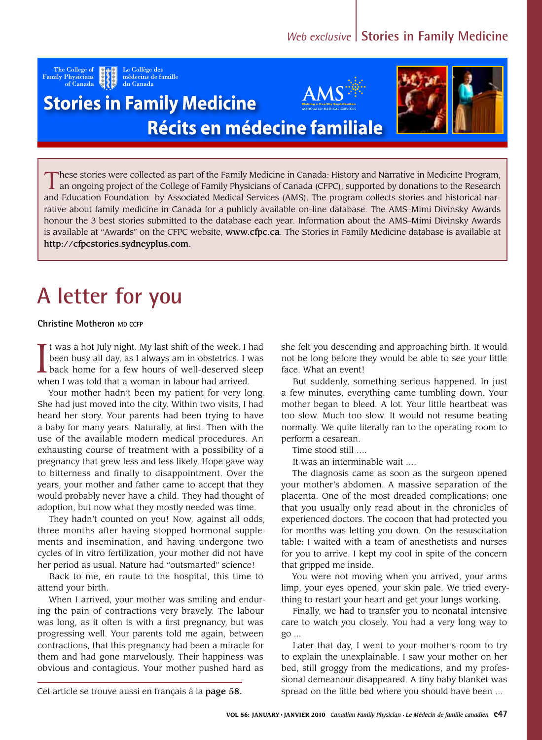Web exclusive | Stories in Family Medicine

# Stories in Family Medicine
## Récits en médecine familiale

These stories were collected as part of the Family Medicine in Canada: History and Narrative in Medicine Program, an ongoing project of the College of Family Physicians of Canada (CFPC), supported by donations to the Research and Education Foundation by Associated Medical Services (AMS). The program collects stories and historical narrative about family medicine in Canada for a publicly available on-line database. The AMS–Mimi Divinsky Awards honour the 3 best stories submitted to the database each year. Information about the AMS–Mimi Divinsky Awards is available at "Awards" on the CFPC website, **www.cfpc.ca**. The Stories in Family Medicine database is available at **http://cfpcstories.sydneyplus.com.**

# A letter for you

**Christine Motheron** MD CCFP

It was a hot July night. My last shift of the week. I had been busy all day, as I always am in obstetrics. I was back home for a few hours of well-deserved sleep when I was told that a woman in labour had arrived.

Your mother hadn't been my patient for very long. She had just moved into the city. Within two visits, I had heard her story. Your parents had been trying to have a baby for many years. Naturally, at first. Then with the use of the available modern medical procedures. An exhausting course of treatment with a possibility of a pregnancy that grew less and less likely. Hope gave way to bitterness and finally to disappointment. Over the years, your mother and father came to accept that they would probably never have a child. They had thought of adoption, but now what they mostly needed was time.

They hadn't counted on you! Now, against all odds, three months after having stopped hormonal supplements and insemination, and having undergone two cycles of in vitro fertilization, your mother did not have her period as usual. Nature had "outsmarted" science!

Back to me, en route to the hospital, this time to attend your birth.

When I arrived, your mother was smiling and enduring the pain of contractions very bravely. The labour was long, as it often is with a first pregnancy, but was progressing well. Your parents told me again, between contractions, that this pregnancy had been a miracle for them and had gone marvelously. Their happiness was obvious and contagious. Your mother pushed hard as she felt you descending and approaching birth. It would not be long before they would be able to see your little face. What an event!

But suddenly, something serious happened. In just a few minutes, everything came tumbling down. Your mother began to bleed. A lot. Your little heartbeat was too slow. Much too slow. It would not resume beating normally. We quite literally ran to the operating room to perform a cesarean.

Time stood still ….

It was an interminable wait ….

The diagnosis came as soon as the surgeon opened your mother's abdomen. A massive separation of the placenta. One of the most dreaded complications; one that you usually only read about in the chronicles of experienced doctors. The cocoon that had protected you for months was letting you down. On the resuscitation table: I waited with a team of anesthetists and nurses for you to arrive. I kept my cool in spite of the concern that gripped me inside.

You were not moving when you arrived, your arms limp, your eyes opened, your skin pale. We tried everything to restart your heart and get your lungs working.

Finally, we had to transfer you to neonatal intensive care to watch you closely. You had a very long way to go …

Later that day, I went to your mother's room to try to explain the unexplainable. I saw your mother on her bed, still groggy from the medications, and my professional demeanour disappeared. A tiny baby blanket was spread on the little bed where you should have been …

Cet article se trouve aussi en français à la **page 58.**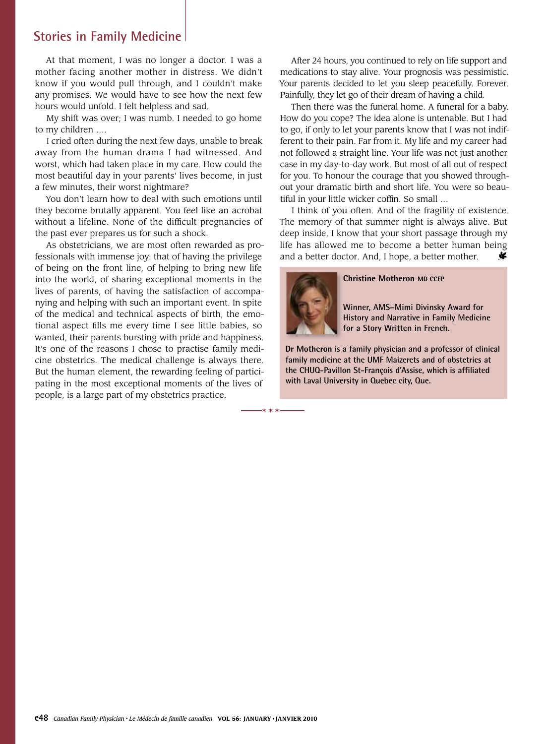At that moment, I was no longer a doctor. I was a mother facing another mother in distress. We didn't know if you would pull through, and I couldn't make any promises. We would have to see how the next few hours would unfold. I felt helpless and sad.

My shift was over; I was numb. I needed to go home to my children ....

I cried often during the next few days, unable to break away from the human drama I had witnessed. And worst, which had taken place in my care. How could the most beautiful day in your parents' lives become, in just a few minutes, their worst nightmare?

You don't learn how to deal with such emotions until they become brutally apparent. You feel like an acrobat without a lifeline. None of the difficult pregnancies of the past ever prepares us for such a shock.

As obstetricians, we are most often rewarded as professionals with immense joy: that of having the privilege of being on the front line, of helping to bring new life into the world, of sharing exceptional moments in the lives of parents, of having the satisfaction of accompanying and helping with such an important event. In spite of the medical and technical aspects of birth, the emotional aspect fills me every time I see little babies, so wanted, their parents bursting with pride and happiness. It's one of the reasons I chose to practise family medicine obstetrics. The medical challenge is always there. But the human element, the rewarding feeling of participating in the most exceptional moments of the lives of people, is a large part of my obstetrics practice.

After 24 hours, you continued to rely on life support and medications to stay alive. Your prognosis was pessimistic. Your parents decided to let you sleep peacefully. Forever. Painfully, they let go of their dream of having a child.

Then there was the funeral home. A funeral for a baby. How do you cope? The idea alone is untenable. But I had to go, if only to let your parents know that I was not indifferent to their pain. Far from it. My life and my career had not followed a straight line. Your life was not just another case in my day-to-day work. But most of all out of respect for you. To honour the courage that you showed throughout your dramatic birth and short life. You were so beautiful in your little wicker coffin. So small ...

I think of you often. And of the fragility of existence. The memory of that summer night is always alive. But deep inside, I know that your short passage through my life has allowed me to become a better human being and a better doctor. And, I hope, a better mother.

**Christine Motheron** MD CCFP

**Winner, AMS–Mimi Divinsky Award for History and Narrative in Family Medicine for a Story Written in French.**

**Dr Motheron is a family physician and a professor of clinical family medicine at the UMF Maizerets and of obstetrics at the CHUQ-Pavillon St-François d'Assise, which is affiliated with Laval University in Quebec city, Que.**

\* \* \*